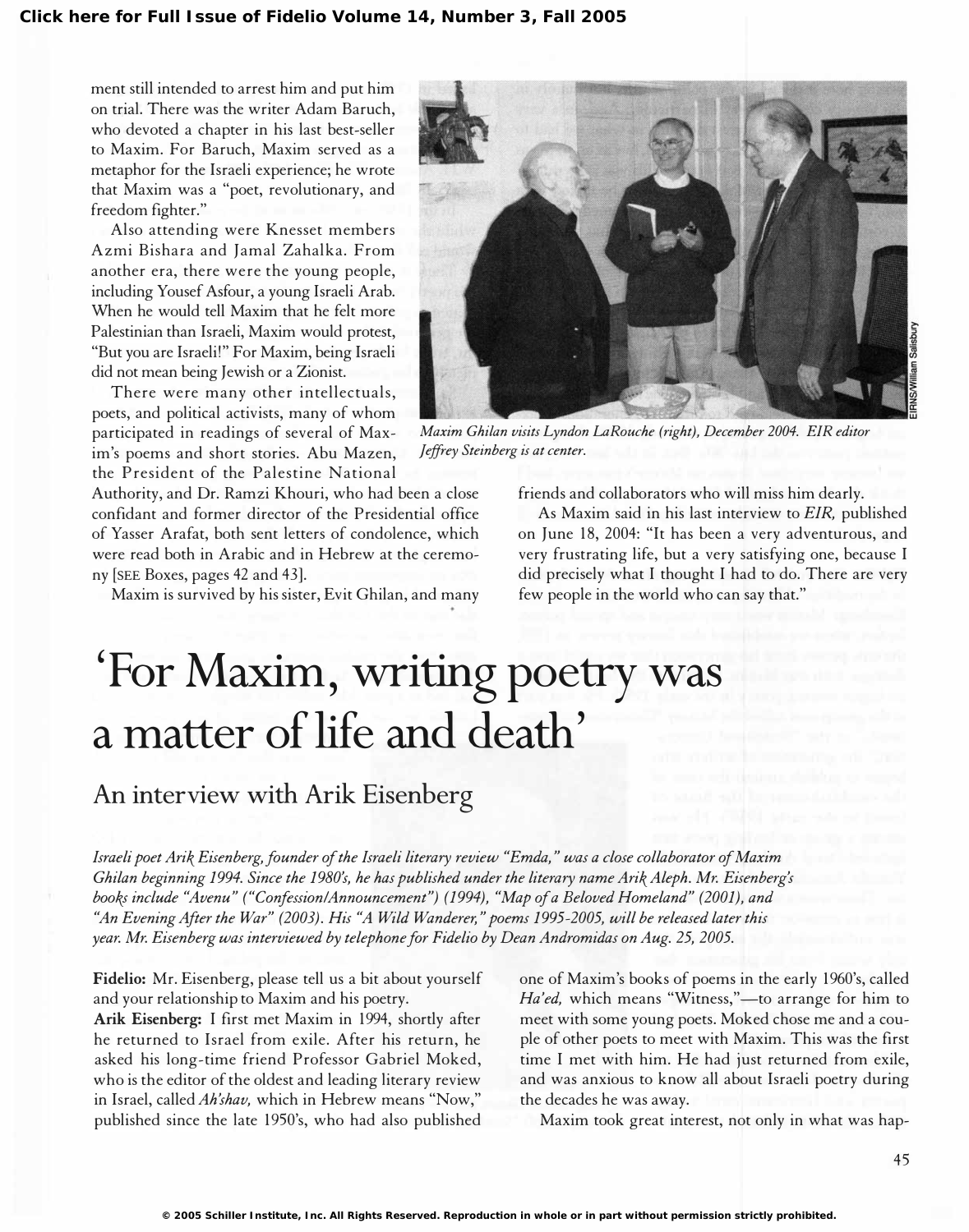ment still intended to arrest him and put him on trial. There was the writer Adam Baruch, who devoted a chapter in his last best-seller to Maxim. For Baruch, Maxim served as a metaphor for the Israeli experience; he wrote that Maxim was a "poet, revolutionary, and freedom fighter."

Also attending were Knesset members Azmi Bishara and Jamal Zahalka. From another era, there were the young people, including Yousef Asfour, a young Israeli Arab. When he would tell Maxim that he felt more Palestinian than Israeli, Maxim would protest, "But you are Israeli!" For Maxim, being Israeli did not mean being Jewish or a Zionist.

There were many other intellectuals, poets, and political activists, many of whom participated in readings of several of Maxim's poems and short stories. Abu Mazen, the President of the Palestine National Authority, and Dr. Ramzi Khouri, who had been a close confidant and former director of the Presidential office of Yasser Arafat, both sent letters of condolence, which were read both in Arabic and in Hebrew at the ceremony [SEE Boxes, pages 42 and 43].

Maxim is survived by his sister, Evit Ghilan, and many friends and collaborators who will miss him dearly.

As Maxim said in his last interview to *EIR*, published on June 18, 2004: "It has been a very adventurous, and very frustrating life, but a very satisfying one, because I did precisely what I thought I had to do. There are very few people in the world who can say that."

*Maxim Ghilan visits Lyndon LaRouche (right), December 2004. EIR editor Jeffrey Steinberg is at center.*

EIRNS/William Salisbury

# 'For Maxim, writing poetry was a matter of life and death'

## An interview with Arik Eisenberg

*Israeli poet Arik Eisenberg, founder of the Israeli literary review "Emda," was a close collaborator of Maxim Ghilan beginning 1994. Since the 1980's, he has published under the literary name Arik Aleph. Mr. Eisenberg's books include "Avenu" ("Confession/Announcement") (1994), "Map of a Beloved Homeland" (2001), and "An Evening After the War" (2003). His "A Wild Wanderer," poems 1995-2005, will be released later this year. Mr. Eisenberg was interviewed by telephone for Fidelio by Dean Andromidas on Aug. 25, 2005.*

**Fidelio:** Mr. Eisenberg, please tell us a bit about yourself and your relationship to Maxim and his poetry.

**Arik Eisenberg:** I first met Maxim in 1994, shortly after he returned to Israel from exile. After his return, he asked his long-time friend Professor Gabriel Moked, who is the editor of the oldest and leading literary review in Israel, called *Ah'shav,* which in Hebrew means "Now," published since the late 1950's, who had also published one of Maxim's books of poems in the early 1960's, called *Ha'ed,* which means "Witness,"—to arrange for him to meet with some young poets. Moked chose me and a couple of other poets to meet with Maxim. This was the first time I met with him. He had just returned from exile, and was anxious to know all about Israeli poetry during the decades he was away.

Maxim took great interest, not only in what was hap-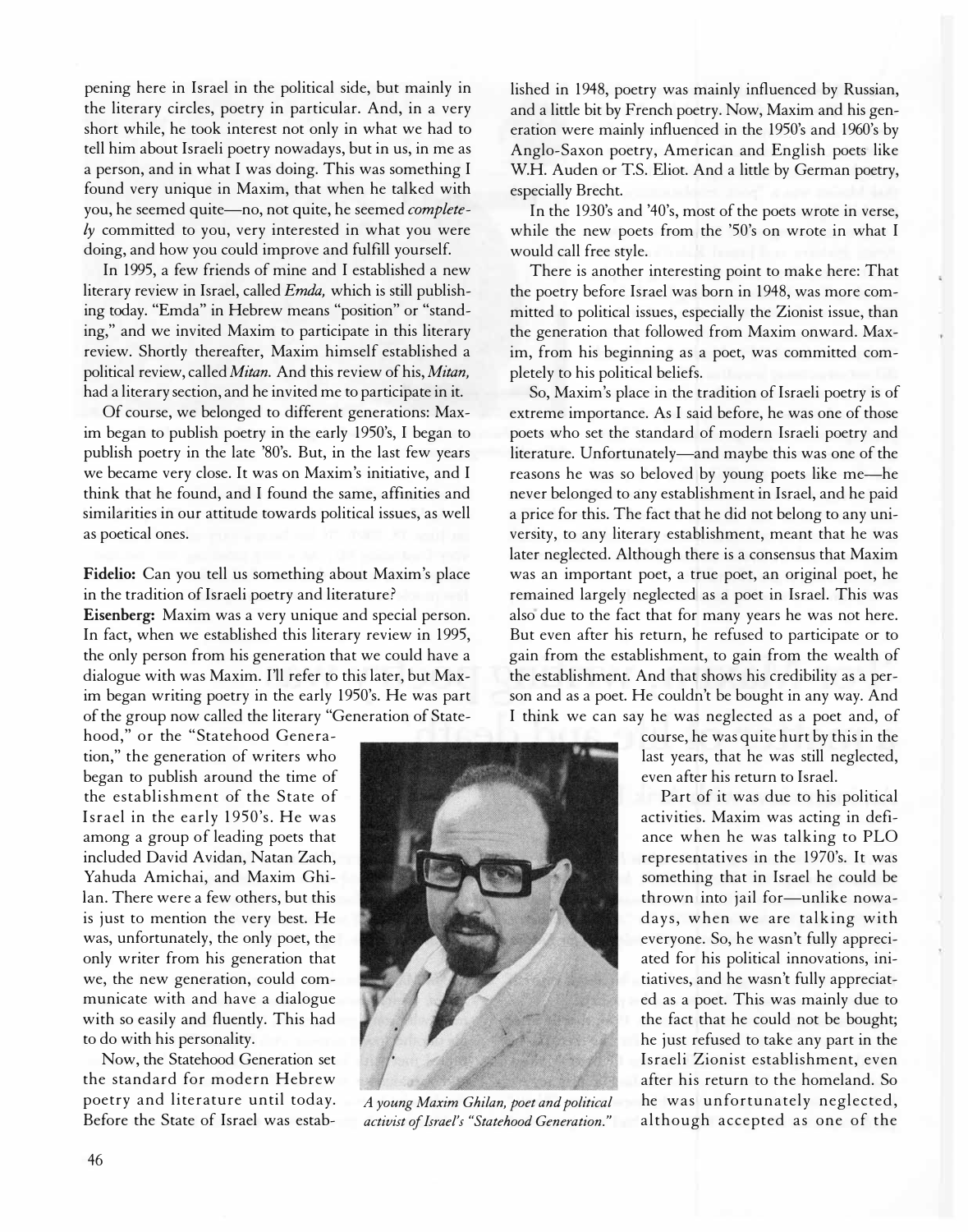pening here in Israel in the political side, but mainly in the literary circles, poetry in particular. And, in a very short while, he took interest not only in what we had to tell him about Israeli poetry nowadays, but in us, in me as a person, and in what I was doing. This was something I found very unique in Maxim, that when he talked with you, he seemed quite—no, not quite, he seemed *completely* committed to you, very interested in what you were doing, and how you could improve and fulfill yourself.

In 1995, a few friends of mine and I established a new literary review in Israel, called *Emda,* which is still publishing today. "Emda" in Hebrew means "position" or "standing," and we invited Maxim to participate in this literary review. Shortly thereafter, Maxim himself established a political review, called *Mitan.* And this review of his, *Mitan,* had a literary section, and he invited me to participate in it.

Of course, we belonged to different generations: Maxim began to publish poetry in the early 1950's, I began to publish poetry in the late '80's. But, in the last few years we became very close. It was on Maxim's initiative, and I think that he found, and I found the same, affinities and similarities in our attitude towards political issues, as well as poetical ones.

**Fidelio:** Can you tell us something about Maxim's place in the tradition of Israeli poetry and literature?

**Eisenberg:** Maxim was a very unique and special person. In fact, when we established this literary review in 1995, the only person from his generation that we could have a dialogue with was Maxim. I'll refer to this later, but Maxim began writing poetry in the early 1950's. He was part of the group now called the literary "Generation of Statehood," or the "Statehood Generation," the generation of writers who began to publish around the time of the establishment of the State of Israel in the early 1950's. He was among a group of leading poets that included David Avidan, Natan Zach, Yuhda Amichai, and Maxim Ghilan. There were a few others, but this is just to mention the very best. He was, unfortunately, the only poet, the only writer from his generation that we, the new generation, could communicate with and have a dialogue with so easily and fluently. This had to do with his personality.

Now, the Statehood Generation set the standard for modern Hebrew poetry and literature until today. Before the State of Israel was established in 1948, poetry was mainly influenced by Russian, and a little bit by French poetry. Now, Maxim and his generation were mainly influenced in the 1950's and 1960's by Anglo-Saxon poetry, American and English poets like W.H. Auden or T.S. Eliot. And a little by German poetry, especially Brecht.

In the 1930's and '40's, most of the poets wrote in verse, while the new poets from the '50's on wrote in what I would call free style.

There is another interesting point to make here: That the poetry before Israel was born in 1948, was more committed to political issues, especially the Zionist issue, than the generation that followed from Maxim onward. Maxim, from his beginning as a poet, was committed completely to his political beliefs.

So, Maxim's place in the tradition of Israeli poetry is of extreme importance. As I said before, he was one of those poets who set the standard of modern Israeli poetry and literature. Unfortunately—and maybe this was one of the reasons he was so beloved by young poets like me—he never belonged to any establishment in Israel, and he paid a price for this. The fact that he did not belong to any university, to any literary establishment, meant that he was later neglected. Although there is a consensus that Maxim was an important poet, a true poet, an original poet, he remained largely neglected as a poet in Israel. This was also due to the fact that for many years he was not here. But even after his return, he refused to participate or to gain from the establishment, to gain from the wealth of the establishment. And that shows his credibility as a person and as a poet. He couldn't be bought in any way. And I think we can say he was neglected as a poet and, of course, he was quite hurt by this in the last years, that he was still neglected, even after his return to Israel.

Part of it was due to his political activities. Maxim was acting in defiance when he was talking to PLO representatives in the 1970's. It was something that in Israel he could be thrown into jail for—unlike nowadays, when we are talking with everyone. So, he wasn't fully appreciated for his political innovations, initiatives, and he wasn't fully appreciated as a poet. This was mainly due to the fact that he could not be bought; he just refused to take any part in the Israeli Zionist establishment, even after his return to the homeland. So he was unfortunately neglected, although accepted as one of the

*A young Maxim Ghilan, poet and political activist of Israel's "Statehood Generation."*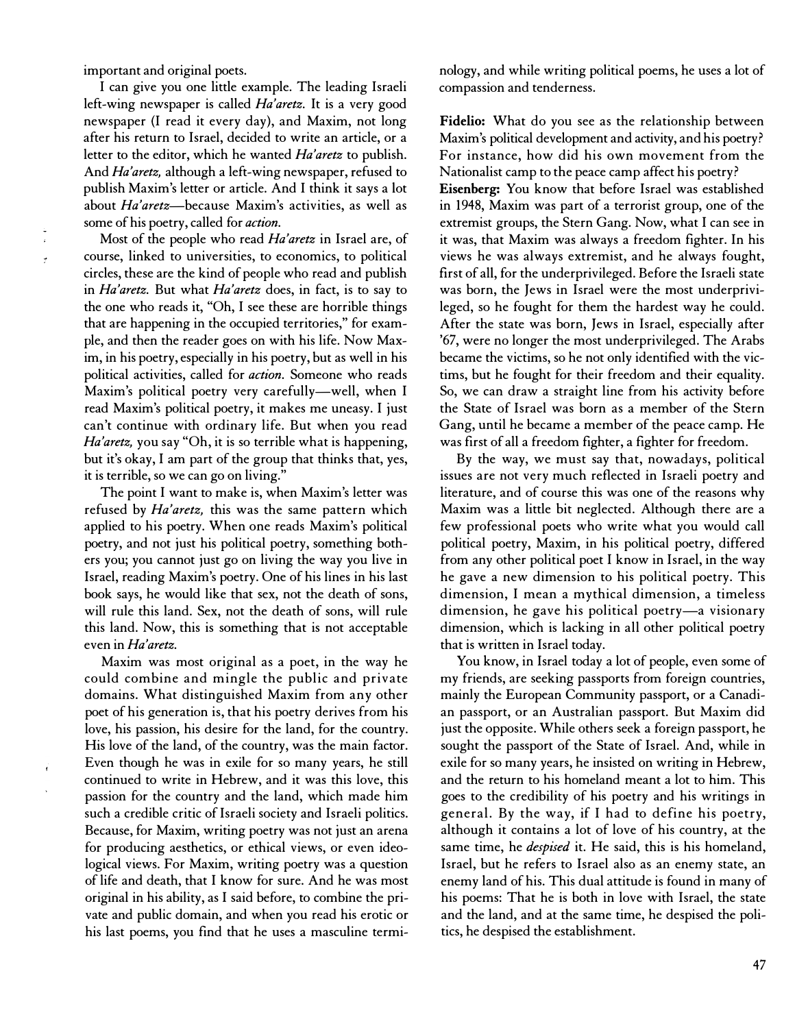important and original poets.

I can give you one little example. The leading Israeli left-wing newspaper is called *Ha'aretz.* It is a very good newspaper (I read it every day), and Maxim, not long after his return to Israel, decided to write an article, or a letter to the editor, which he wanted *Ha'aretz* to publish. And *Ha'aretz,* although a left-wing newspaper, refused to publish Maxim's letter or article. And I think it says a lot about *Ha'aretz*—because Maxim's activities, as well as some of his poetry, called for *action.*

Most of the people who read *Ha'aretz* in Israel are, of course, linked to universities, to economics, to political circles, these are the kind of people who read and publish in *Ha'aretz.* But what *Ha'aretz* does, in fact, is to say to the one who reads it, "Oh, I see these are horrible things that are happening in the occupied territories," for example, and then the reader goes on with his life. Now Maxim, in his poetry, especially in his poetry, but as well in his political activities, called for *action.* Someone who reads Maxim's political poetry very carefully—well, when I read Maxim's political poetry, it makes me uneasy. I just can't continue with ordinary life. But when you read *Ha'aretz,* you say "Oh, it is so terrible what is happening, but it's okay, I am part of the group that thinks that, yes, it is terrible, so we can go on living."

The point I want to make is, when Maxim's letter was refused by *Ha'aretz,* this was the same pattern which applied to his poetry. When one reads Maxim's political poetry, and not just his political poetry, something bothers you; you cannot just go on living the way you live in Israel, reading Maxim's poetry. One of his lines in his last book says, he would like that sex, not the death of sons, will rule this land. Sex, not the death of sons, will rule this land. Now, this is something that is not acceptable even in *Ha'aretz.*

Maxim was most original as a poet, in the way he could combine and mingle the public and private domains. What distinguished Maxim from any other poet of his generation is, that his poetry derives from his love, his passion, his desire for the land, for the country. His love of the land, of the country, was the main factor. Even though he was in exile for so many years, he still continued to write in Hebrew, and it was this love, this passion for the country and the land, which made him such a credible critic of Israeli society and Israeli politics. Because, for Maxim, writing poetry was not just an arena for producing aesthetics, or ethical views, or even ideological views. For Maxim, writing poetry was a question of life and death, that I know for sure. And he was most original in his ability, as I said before, to combine the private and public domain, and when you read his erotic or his last poems, you find that he uses a masculine terminology, and while writing political poems, he uses a lot of compassion and tenderness.

**Fidelio:** What do you see as the relationship between Maxim's political development and activity, and his poetry? For instance, how did his own movement from the Nationalist camp to the peace camp affect his poetry?

**Eisenberg:** You know that before Israel was established in 1948, Maxim was part of a terrorist group, one of the extremist groups, the Stern Gang. Now, what I can see in it was, that Maxim was always a freedom fighter. In his views he was always extremist, and he always fought, first of all, for the underprivileged. Before the Israeli state was born, the Jews in Israel were the most underprivileged, so he fought for them the hardest way he could. After the state was born, Jews in Israel, especially after '67, were no longer the most underprivileged. The Arabs became the victims, so he not only identified with the victims, but he fought for their freedom and their equality. So, we can draw a straight line from his activity before the State of Israel was born as a member of the Stern Gang, until he became a member of the peace camp. He was first of all a freedom fighter, a fighter for freedom.

By the way, we must say that, nowadays, political issues are not very much reflected in Israeli poetry and literature, and of course this was one of the reasons why Maxim was a little bit neglected. Although there are a few professional poets who write what you would call political poetry, Maxim, in his political poetry, differed from any other political poet I know in Israel, in the way he gave a new dimension to his political poetry. This dimension, I mean a mythical dimension, a timeless dimension, he gave his political poetry—a visionary dimension, which is lacking in all other political poetry that is written in Israel today.

You know, in Israel today a lot of people, even some of my friends, are seeking passports from foreign countries, mainly the European Community passport, or a Canadian passport, or an Australian passport. But Maxim did just the opposite. While others seek a foreign passport, he sought the passport of the State of Israel. And, while in exile for so many years, he insisted on writing in Hebrew, and the return to his homeland meant a lot to him. This goes to the credibility of his poetry and his writings in general. By the way, if I had to define his poetry, although it contains a lot of love of his country, at the same time, he *despised* it. He said, this is his homeland, Israel, but he refers to Israel also as an enemy state, an enemy land of his. This dual attitude is found in many of his poems: That he is both in love with Israel, the state and the land, and at the same time, he despised the politics, he despised the establishment.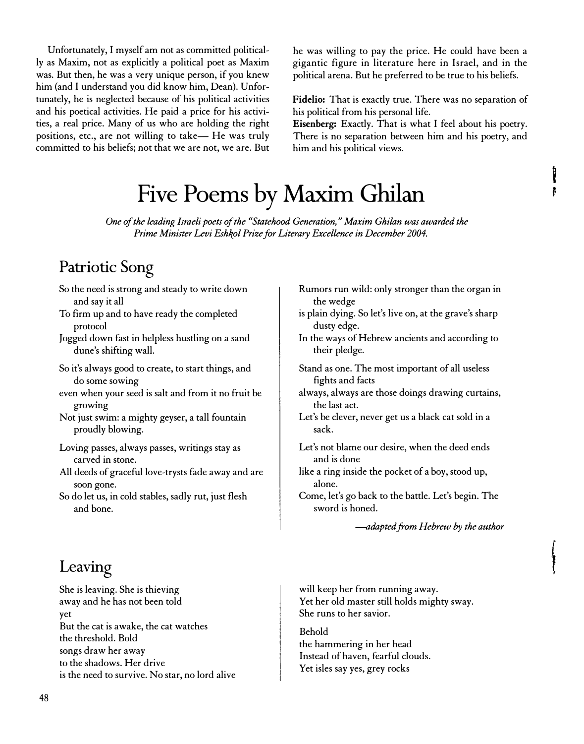Unfortunately, I myself am not as committed politically as Maxim, not as explicitly a political poet as Maxim was. But then, he was a very unique person, if you knew him (and I understand you did know him, Dean). Unfortunately, he is neglected because of his political activities and his poetical activities. He paid a price for his activities, a real price. Many of us who are holding the right positions, etc., are not willing to take— He was truly committed to his beliefs; not that we are not, we are. But he was willing to pay the price. He could have been a gigantic figure in literature here in Israel, and in the political arena. But he preferred to be true to his beliefs.

**Fidelio:** That is exactly true. There was no separation of his political from his personal life.

**Eisenberg:** Exactly. That is what I feel about his poetry. There is no separation between him and his poetry, and him and his political views.

# Five Poems by Maxim Ghilan

*One of the leading Israeli poets of the "Statehood Generation," Maxim Ghilan was awarded the Prime Minister Levi Eshkol Prize for Literary Excellence in December 2004.*

## Patriotic Song

So the need is strong and steady to write down and say it all
To firm up and to have ready the completed protocol
Jogged down fast in helpless hustling on a sand dune's shifting wall.

So it's always good to create, to start things, and do some sowing
even when your seed is salt and from it no fruit be growing
Not just swim: a mighty geyser, a tall fountain proudly blowing.

Loving passes, always passes, writings stay as carved in stone.
All deeds of graceful love-trysts fade away and are soon gone.
So do let us, in cold stables, sadly rut, just flesh and bone.

Rumors run wild: only stronger than the organ in the wedge
is plain dying. So let's live on, at the grave's sharp dusty edge.
In the ways of Hebrew ancients and according to their pledge.

Stand as one. The most important of all useless fights and facts
always, always are those doings drawing curtains, the last act.
Let's be clever, never get us a black cat sold in a sack.

Let's not blame our desire, when the deed ends and is done
like a ring inside the pocket of a boy, stood up, alone.
Come, let's go back to the battle. Let's begin. The sword is honed.

*—adapted from Hebrew by the author*

## Leaving

She is leaving. She is thieving
away and he has not been told
yet
But the cat is awake, the cat watches
the threshold. Bold
songs draw her away
to the shadows. Her drive
is the need to survive. No star, no lord alive
will keep her from running away.
Yet her old master still holds mighty sway.
She runs to her savior.

Behold
the hammering in her head
Instead of haven, fearful clouds.
Yet isles say yes, grey rocks